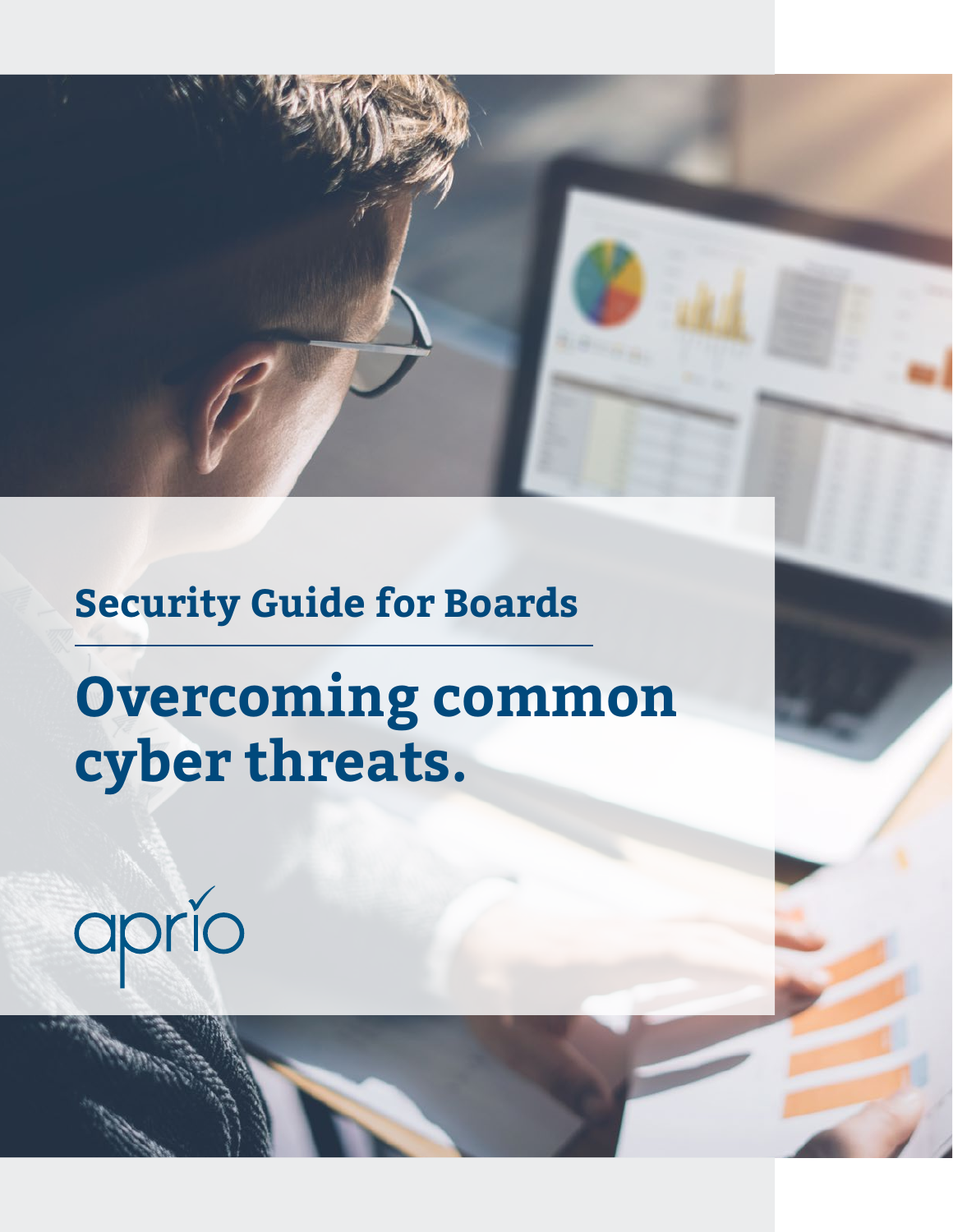## Security Guide for Boards

# Overcoming common cyber threats.

aprio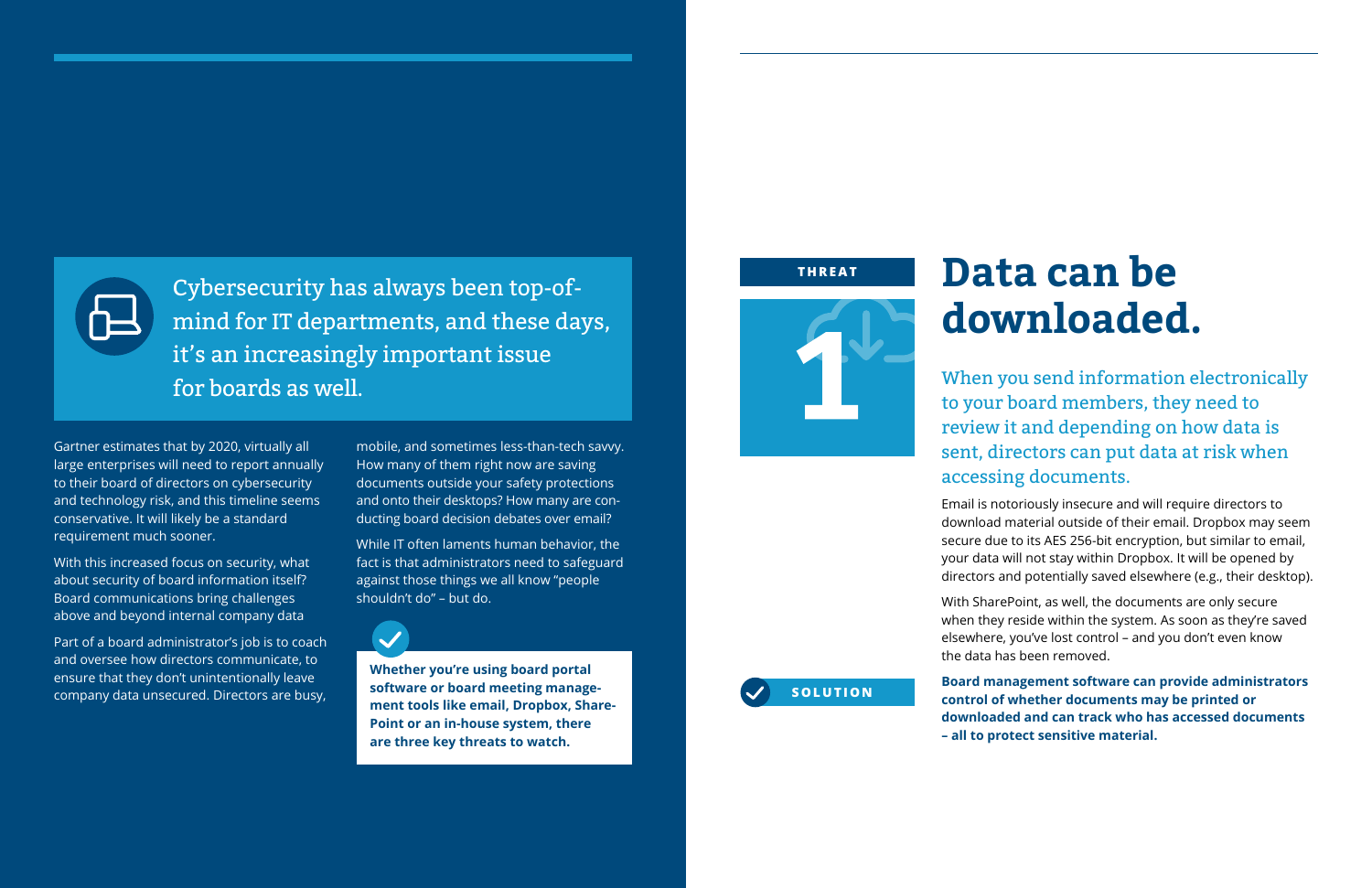Cybersecurity has always been top-of-mind for IT departments, and these days, it's an increasingly important issue for boards as well.

Gartner estimates that by 2020, virtually all large enterprises will need to report annually to their board of directors on cybersecurity and technology risk, and this timeline seems conservative. It will likely be a standard requirement much sooner.

With this increased focus on security, what about security of board information itself? Board communications bring challenges above and beyond internal company data

Part of a board administrator's job is to coach and oversee how directors communicate, to ensure that they don't unintentionally leave company data unsecured. Directors are busy, mobile, and sometimes less-than-tech savvy. How many of them right now are saving documents outside your safety protections and onto their desktops? How many are conducting board decision debates over email?

While IT often laments human behavior, the fact is that administrators need to safeguard against those things we all know "people shouldn't do" – but do.

**Whether you're using board portal software or board meeting management tools like email, Dropbox, SharePoint or an in-house system, there are three key threats to watch.**

THREAT

1

# Data can be downloaded.

When you send information electronically to your board members, they need to review it and depending on how data is sent, directors can put data at risk when accessing documents.

Email is notoriously insecure and will require directors to download material outside of their email. Dropbox may seem secure due to its AES 256-bit encryption, but similar to email, your data will not stay within Dropbox. It will be opened by directors and potentially saved elsewhere (e.g., their desktop).

With SharePoint, as well, the documents are only secure when they reside within the system. As soon as they're saved elsewhere, you've lost control – and you don't even know the data has been removed.

SOLUTION

**Board management software can provide administrators control of whether documents may be printed or downloaded and can track who has accessed documents – all to protect sensitive material.**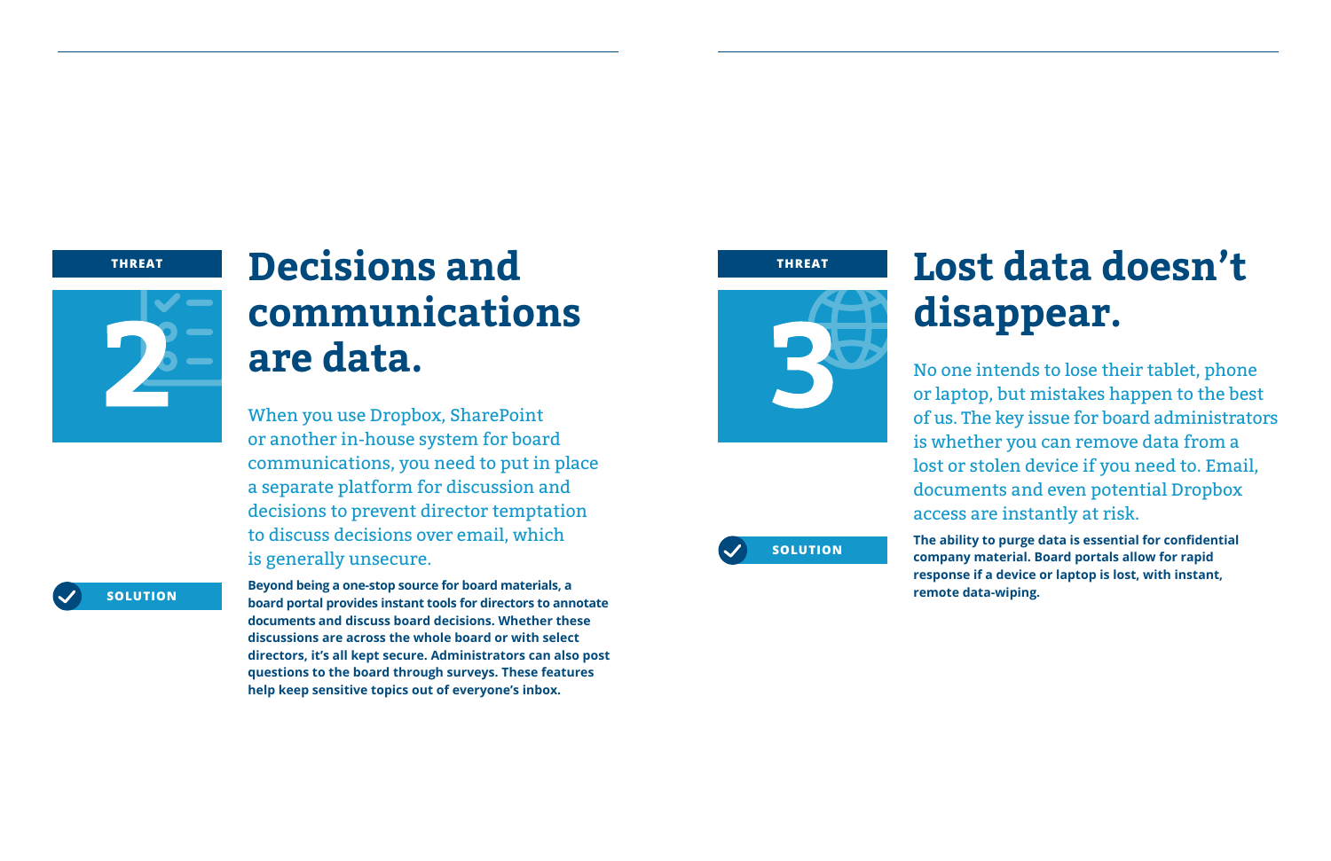THREAT

2

# Decisions and communications are data.

When you use Dropbox, SharePoint or another in-house system for board communications, you need to put in place a separate platform for discussion and decisions to prevent director temptation to discuss decisions over email, which is generally unsecure.

SOLUTION

**Beyond being a one-stop source for board materials, a board portal provides instant tools for directors to annotate documents and discuss board decisions. Whether these discussions are across the whole board or with select directors, it's all kept secure. Administrators can also post questions to the board through surveys. These features help keep sensitive topics out of everyone's inbox.**

THREAT

3

# Lost data doesn't disappear.

No one intends to lose their tablet, phone or laptop, but mistakes happen to the best of us. The key issue for board administrators is whether you can remove data from a lost or stolen device if you need to. Email, documents and even potential Dropbox access are instantly at risk.

SOLUTION

**The ability to purge data is essential for confidential company material. Board portals allow for rapid response if a device or laptop is lost, with instant, remote data-wiping.**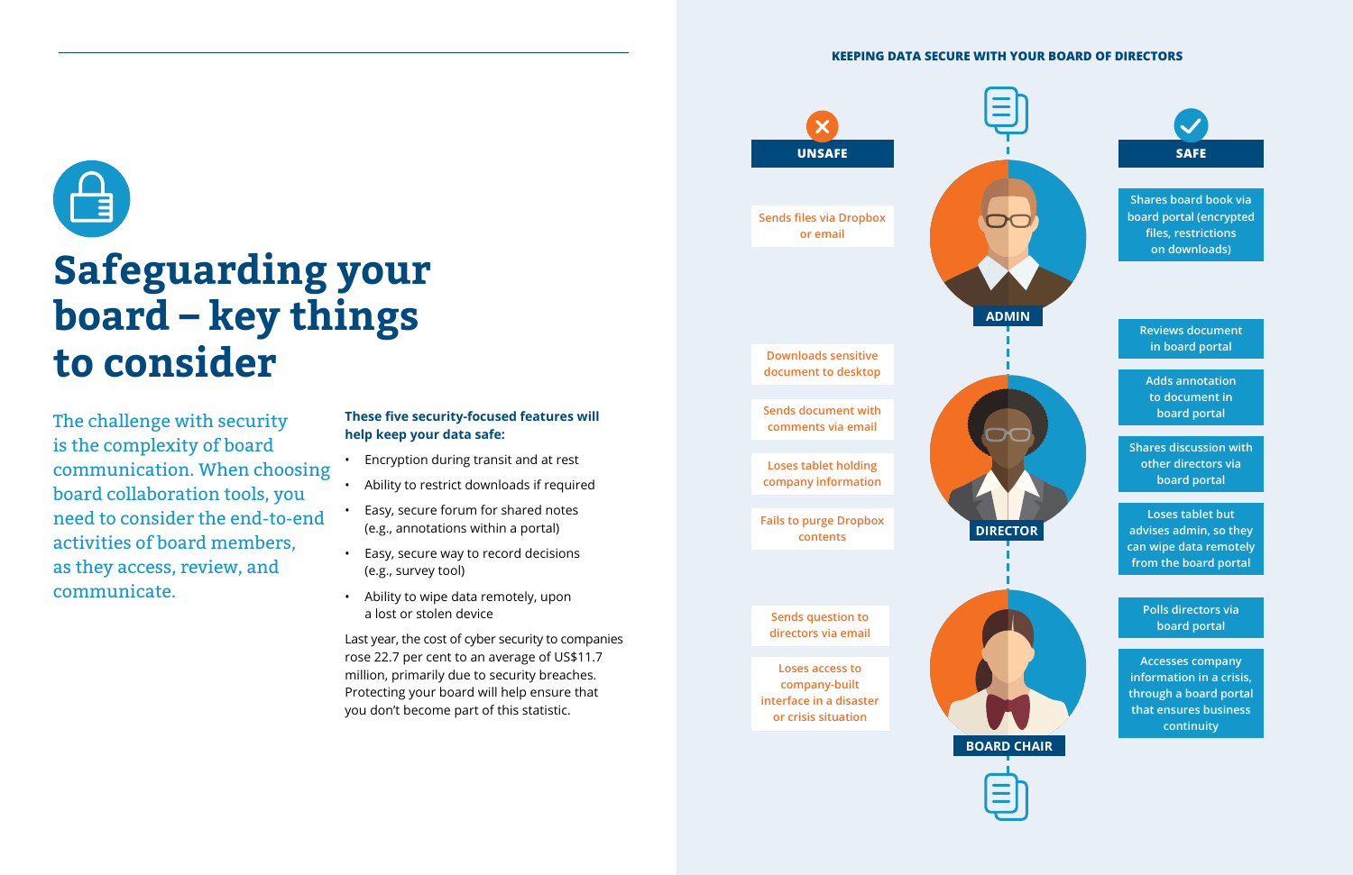# Safeguarding your board – key things to consider

The challenge with security is the complexity of board communication. When choosing board collaboration tools, you need to consider the end-to-end activities of board members, as they access, review, and communicate.

**These five security-focused features will help keep your data safe:**

- Encryption during transit and at rest
- Ability to restrict downloads if required
- Easy, secure forum for shared notes (e.g., annotations within a portal)
- Easy, secure way to record decisions (e.g., survey tool)
- Ability to wipe data remotely, upon a lost or stolen device

Last year, the cost of cyber security to companies rose 22.7 per cent to an average of US$11.7 million, primarily due to security breaches. Protecting your board will help ensure that you don't become part of this statistic.

## KEEPING DATA SECURE WITH YOUR BOARD OF DIRECTORS

| | UNSAFE | SAFE |
|---|---|---|
| ADMIN | Sends files via Dropbox or email | Shares board book via board portal (encrypted files, restrictions on downloads) |
| DIRECTOR | Downloads sensitive document to desktop | Reviews document in board portal |
| | | Adds annotation to document in board portal |
| | Sends document with comments via email | Shares discussion with other directors via board portal |
| | Loses tablet holding company information | Loses tablet but advises admin, so they can wipe data remotely from the board portal |
| | Fails to purge Dropbox contents | |
| BOARD CHAIR | Sends question to directors via email | Polls directors via board portal |
| | Loses access to company-built interface in a disaster or crisis situation | Accesses company information in a crisis, through a board portal that ensures business continuity |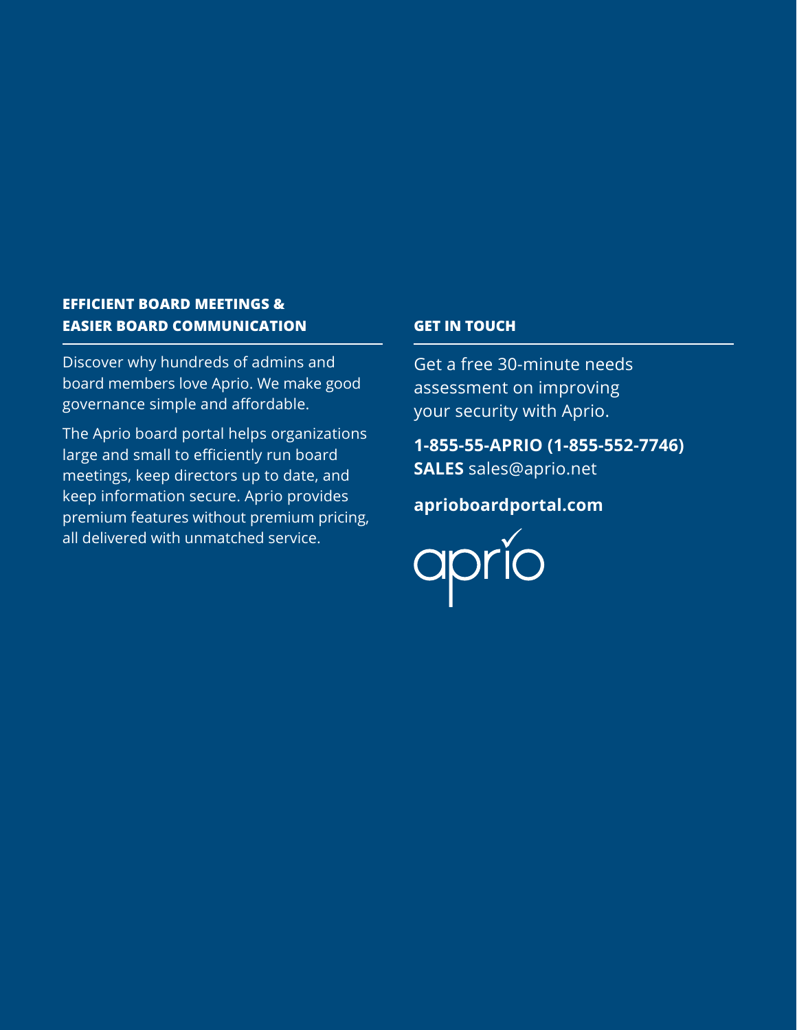## EFFICIENT BOARD MEETINGS & EASIER BOARD COMMUNICATION

Discover why hundreds of admins and board members love Aprio. We make good governance simple and affordable.

The Aprio board portal helps organizations large and small to efficiently run board meetings, keep directors up to date, and keep information secure. Aprio provides premium features without premium pricing, all delivered with unmatched service.

## GET IN TOUCH

Get a free 30-minute needs assessment on improving your security with Aprio.

**1-855-55-APRIO (1-855-552-7746)**
**SALES** sales@aprio.net

**aprioboardportal.com**

aprio